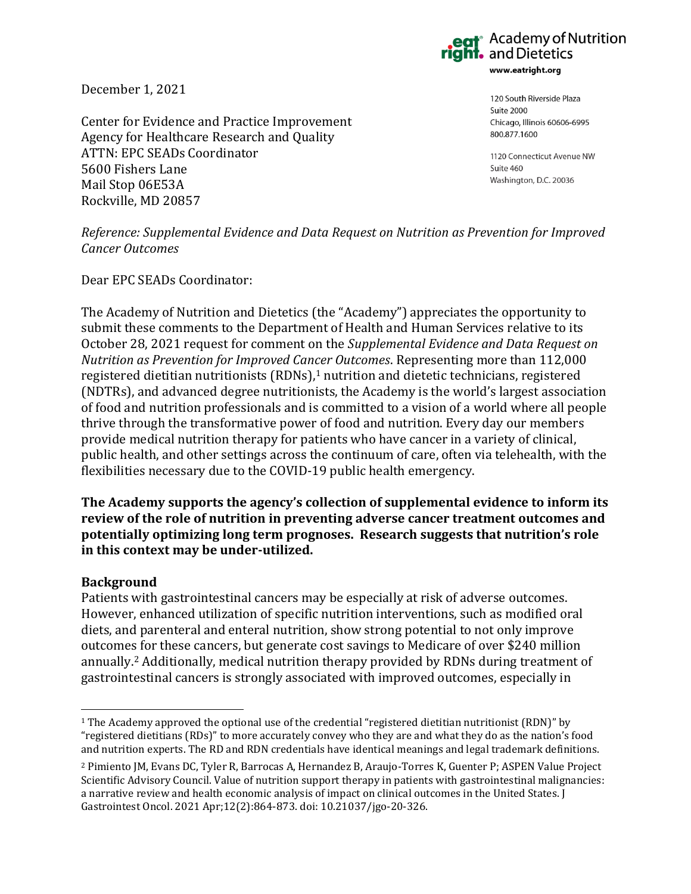Academy of Nutrition and Dietetics
www.eatright.org

120 South Riverside Plaza
Suite 2000
Chicago, Illinois 60606-6995
800.877.1600

1120 Connecticut Avenue NW
Suite 460
Washington, D.C. 20036

December 1, 2021

Center for Evidence and Practice Improvement
Agency for Healthcare Research and Quality
ATTN: EPC SEADs Coordinator
5600 Fishers Lane
Mail Stop 06E53A
Rockville, MD 20857

*Reference: Supplemental Evidence and Data Request on Nutrition as Prevention for Improved Cancer Outcomes*

Dear EPC SEADs Coordinator:

The Academy of Nutrition and Dietetics (the "Academy") appreciates the opportunity to submit these comments to the Department of Health and Human Services relative to its October 28, 2021 request for comment on the *Supplemental Evidence and Data Request on Nutrition as Prevention for Improved Cancer Outcomes*. Representing more than 112,000 registered dietitian nutritionists (RDNs),[1] nutrition and dietetic technicians, registered (NDTRs), and advanced degree nutritionists, the Academy is the world's largest association of food and nutrition professionals and is committed to a vision of a world where all people thrive through the transformative power of food and nutrition. Every day our members provide medical nutrition therapy for patients who have cancer in a variety of clinical, public health, and other settings across the continuum of care, often via telehealth, with the flexibilities necessary due to the COVID-19 public health emergency.

**The Academy supports the agency's collection of supplemental evidence to inform its review of the role of nutrition in preventing adverse cancer treatment outcomes and potentially optimizing long term prognoses. Research suggests that nutrition's role in this context may be under-utilized.**

## Background

Patients with gastrointestinal cancers may be especially at risk of adverse outcomes. However, enhanced utilization of specific nutrition interventions, such as modified oral diets, and parenteral and enteral nutrition, show strong potential to not only improve outcomes for these cancers, but generate cost savings to Medicare of over $240 million annually.[2] Additionally, medical nutrition therapy provided by RDNs during treatment of gastrointestinal cancers is strongly associated with improved outcomes, especially in

---

[1] The Academy approved the optional use of the credential "registered dietitian nutritionist (RDN)" by "registered dietitians (RDs)" to more accurately convey who they are and what they do as the nation's food and nutrition experts. The RD and RDN credentials have identical meanings and legal trademark definitions.

[2] Pimiento JM, Evans DC, Tyler R, Barrocas A, Hernandez B, Araujo-Torres K, Guenter P; ASPEN Value Project Scientific Advisory Council. Value of nutrition support therapy in patients with gastrointestinal malignancies: a narrative review and health economic analysis of impact on clinical outcomes in the United States. J Gastrointest Oncol. 2021 Apr;12(2):864-873. doi: 10.21037/jgo-20-326.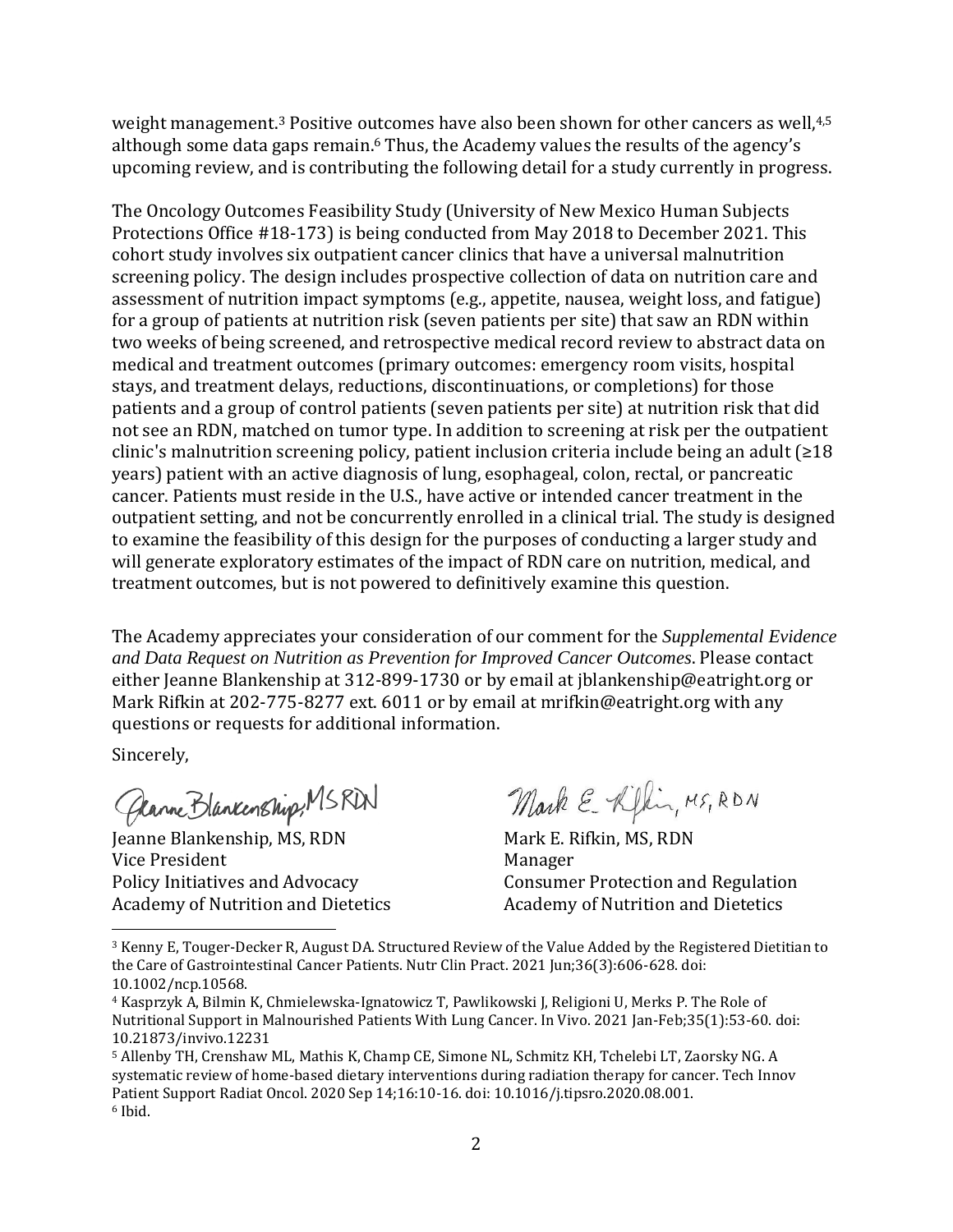weight management.[3] Positive outcomes have also been shown for other cancers as well,[4,5] although some data gaps remain.[6] Thus, the Academy values the results of the agency's upcoming review, and is contributing the following detail for a study currently in progress.

The Oncology Outcomes Feasibility Study (University of New Mexico Human Subjects Protections Office #18-173) is being conducted from May 2018 to December 2021. This cohort study involves six outpatient cancer clinics that have a universal malnutrition screening policy. The design includes prospective collection of data on nutrition care and assessment of nutrition impact symptoms (e.g., appetite, nausea, weight loss, and fatigue) for a group of patients at nutrition risk (seven patients per site) that saw an RDN within two weeks of being screened, and retrospective medical record review to abstract data on medical and treatment outcomes (primary outcomes: emergency room visits, hospital stays, and treatment delays, reductions, discontinuations, or completions) for those patients and a group of control patients (seven patients per site) at nutrition risk that did not see an RDN, matched on tumor type. In addition to screening at risk per the outpatient clinic's malnutrition screening policy, patient inclusion criteria include being an adult (≥18 years) patient with an active diagnosis of lung, esophageal, colon, rectal, or pancreatic cancer. Patients must reside in the U.S., have active or intended cancer treatment in the outpatient setting, and not be concurrently enrolled in a clinical trial. The study is designed to examine the feasibility of this design for the purposes of conducting a larger study and will generate exploratory estimates of the impact of RDN care on nutrition, medical, and treatment outcomes, but is not powered to definitively examine this question.

The Academy appreciates your consideration of our comment for the *Supplemental Evidence and Data Request on Nutrition as Prevention for Improved Cancer Outcomes*. Please contact either Jeanne Blankenship at 312-899-1730 or by email at jblankenship@eatright.org or Mark Rifkin at 202-775-8277 ext. 6011 or by email at mrifkin@eatright.org with any questions or requests for additional information.

Sincerely,

Jeanne Blankenship, MS, RDN
Vice President
Policy Initiatives and Advocacy
Academy of Nutrition and Dietetics

Mark E. Rifkin, MS, RDN
Manager
Consumer Protection and Regulation
Academy of Nutrition and Dietetics

---

[3] Kenny E, Touger-Decker R, August DA. Structured Review of the Value Added by the Registered Dietitian to the Care of Gastrointestinal Cancer Patients. Nutr Clin Pract. 2021 Jun;36(3):606-628. doi: 10.1002/ncp.10568.

[4] Kasprzyk A, Bilmin K, Chmielewska-Ignatowicz T, Pawlikowski J, Religioni U, Merks P. The Role of Nutritional Support in Malnourished Patients With Lung Cancer. In Vivo. 2021 Jan-Feb;35(1):53-60. doi: 10.21873/invivo.12231

[5] Allenby TH, Crenshaw ML, Mathis K, Champ CE, Simone NL, Schmitz KH, Tchelebi LT, Zaorsky NG. A systematic review of home-based dietary interventions during radiation therapy for cancer. Tech Innov Patient Support Radiat Oncol. 2020 Sep 14;16:10-16. doi: 10.1016/j.tipsro.2020.08.001.

[6] Ibid.